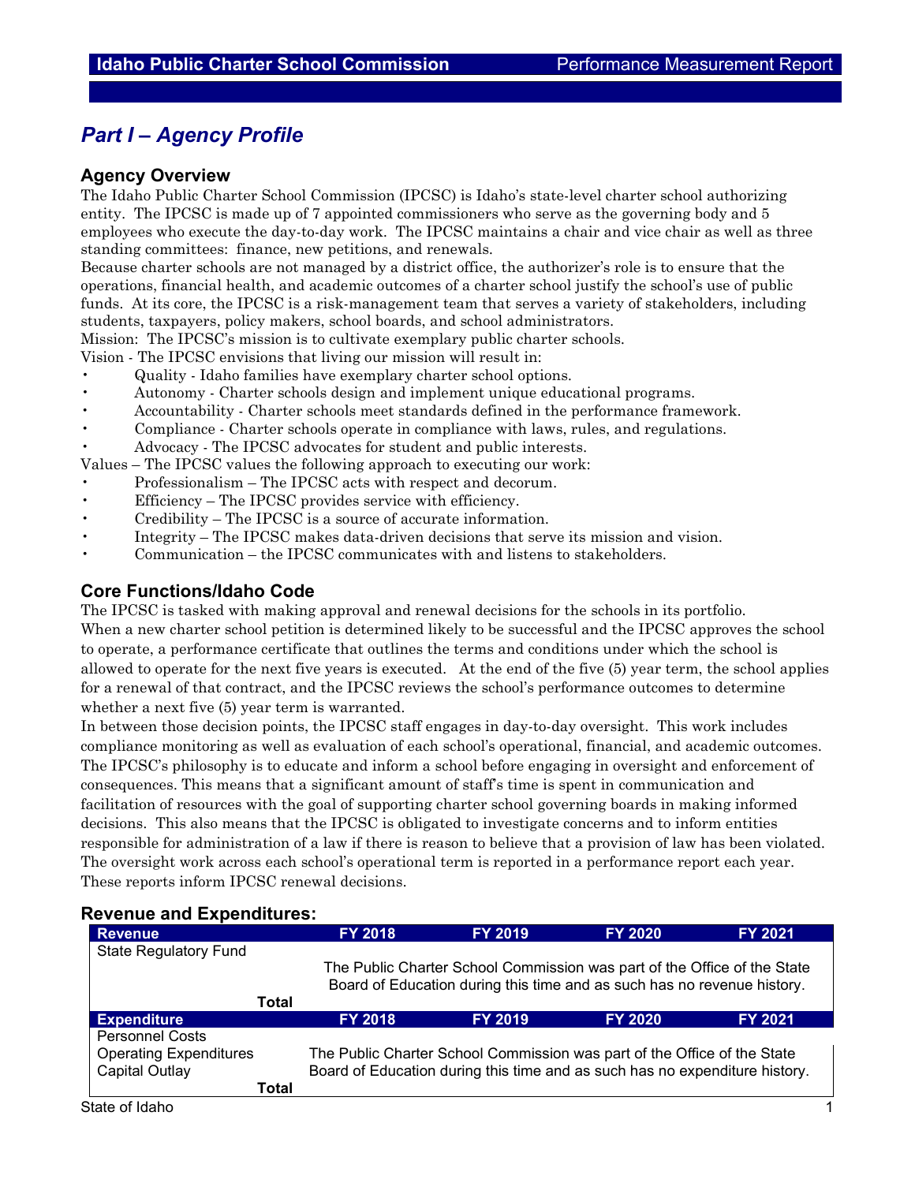# Part I – Agency Profile

## Agency Overview

The Idaho Public Charter School Commission (IPCSC) is Idaho's state-level charter school authorizing entity. The IPCSC is made up of 7 appointed commissioners who serve as the governing body and 5 employees who execute the day-to-day work. The IPCSC maintains a chair and vice chair as well as three standing committees: finance, new petitions, and renewals.

Because charter schools are not managed by a district office, the authorizer's role is to ensure that the operations, financial health, and academic outcomes of a charter school justify the school's use of public funds. At its core, the IPCSC is a risk-management team that serves a variety of stakeholders, including students, taxpayers, policy makers, school boards, and school administrators.

Mission: The IPCSC's mission is to cultivate exemplary public charter schools.

Vision - The IPCSC envisions that living our mission will result in:

- Quality - Idaho families have exemplary charter school options.
- Autonomy - Charter schools design and implement unique educational programs.
- Accountability - Charter schools meet standards defined in the performance framework.
- Compliance - Charter schools operate in compliance with laws, rules, and regulations.
- Advocacy - The IPCSC advocates for student and public interests.

Values – The IPCSC values the following approach to executing our work:

- Professionalism – The IPCSC acts with respect and decorum.
- Efficiency – The IPCSC provides service with efficiency.
- Credibility – The IPCSC is a source of accurate information.
- Integrity – The IPCSC makes data-driven decisions that serve its mission and vision.
- Communication – the IPCSC communicates with and listens to stakeholders.

## Core Functions/Idaho Code

The IPCSC is tasked with making approval and renewal decisions for the schools in its portfolio.

When a new charter school petition is determined likely to be successful and the IPCSC approves the school to operate, a performance certificate that outlines the terms and conditions under which the school is allowed to operate for the next five years is executed. At the end of the five (5) year term, the school applies for a renewal of that contract, and the IPCSC reviews the school's performance outcomes to determine whether a next five (5) year term is warranted.

In between those decision points, the IPCSC staff engages in day-to-day oversight. This work includes compliance monitoring as well as evaluation of each school's operational, financial, and academic outcomes. The IPCSC's philosophy is to educate and inform a school before engaging in oversight and enforcement of consequences. This means that a significant amount of staff's time is spent in communication and facilitation of resources with the goal of supporting charter school governing boards in making informed decisions. This also means that the IPCSC is obligated to investigate concerns and to inform entities responsible for administration of a law if there is reason to believe that a provision of law has been violated. The oversight work across each school's operational term is reported in a performance report each year. These reports inform IPCSC renewal decisions.

## Revenue and Expenditures:

| Revenue | FY 2018 | FY 2019 | FY 2020 | FY 2021 |
|---|---|---|---|---|
| State Regulatory Fund | The Public Charter School Commission was part of the Office of the State Board of Education during this time and as such has no revenue history. | | | |
| **Total** | | | | |

| Expenditure | FY 2018 | FY 2019 | FY 2020 | FY 2021 |
|---|---|---|---|---|
| Personnel Costs | The Public Charter School Commission was part of the Office of the State Board of Education during this time and as such has no expenditure history. | | | |
| Operating Expenditures | | | | |
| Capital Outlay | | | | |
| **Total** | | | | |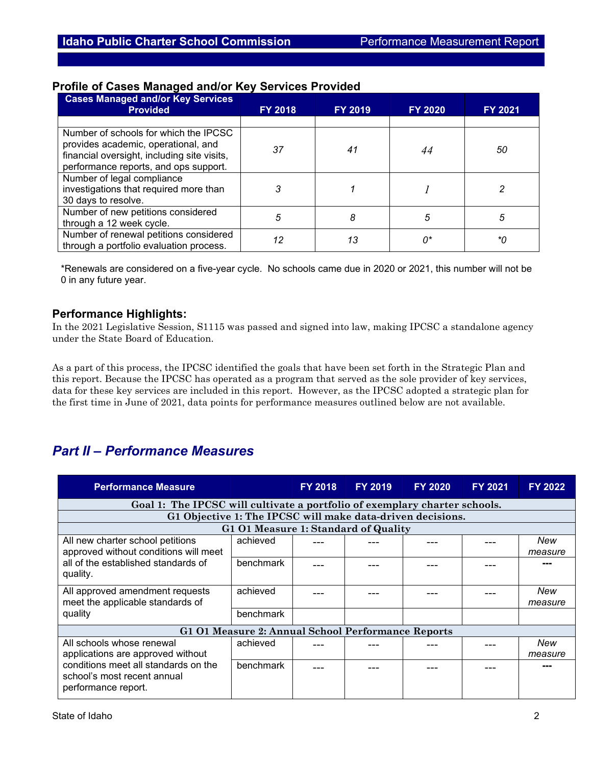### Profile of Cases Managed and/or Key Services Provided

| Cases Managed and/or Key Services Provided | FY 2018 | FY 2019 | FY 2020 | FY 2021 |
|---|---|---|---|---|
| | | | | |
| Number of schools for which the IPCSC provides academic, operational, and financial oversight, including site visits, performance reports, and ops support. | *37* | *41* | *44* | *50* |
| Number of legal compliance investigations that required more than 30 days to resolve. | *3* | *1* | *1* | *2* |
| Number of new petitions considered through a 12 week cycle. | *5* | *8* | *5* | *5* |
| Number of renewal petitions considered through a portfolio evaluation process. | *12* | *13* | *0** | **0* |

*Renewals are considered on a five-year cycle. No schools came due in 2020 or 2021, this number will not be 0 in any future year.

### Performance Highlights:

In the 2021 Legislative Session, S1115 was passed and signed into law, making IPCSC a standalone agency under the State Board of Education.

As a part of this process, the IPCSC identified the goals that have been set forth in the Strategic Plan and this report. Because the IPCSC has operated as a program that served as the sole provider of key services, data for these key services are included in this report. However, as the IPCSC adopted a strategic plan for the first time in June of 2021, data points for performance measures outlined below are not available.

## *Part II – Performance Measures*

| Performance Measure | | FY 2018 | FY 2019 | FY 2020 | FY 2021 | FY 2022 |
|---|---|---|---|---|---|---|
| **Goal 1: The IPCSC will cultivate a portfolio of exemplary charter schools.** | | | | | | |
| **G1 Objective 1: The IPCSC will make data-driven decisions.** | | | | | | |
| **G1 O1 Measure 1: Standard of Quality** | | | | | | |
| All new charter school petitions approved without conditions will meet all of the established standards of quality. | achieved | --- | --- | --- | --- | *New measure* |
| | benchmark | --- | --- | --- | --- | --- |
| All approved amendment requests meet the applicable standards of quality | achieved | --- | --- | --- | --- | *New measure* |
| | benchmark | | | | | |
| **G1 O1 Measure 2: Annual School Performance Reports** | | | | | | |
| All schools whose renewal applications are approved without conditions meet all standards on the school's most recent annual performance report. | achieved | --- | --- | --- | --- | *New measure* |
| | benchmark | --- | --- | --- | --- | --- |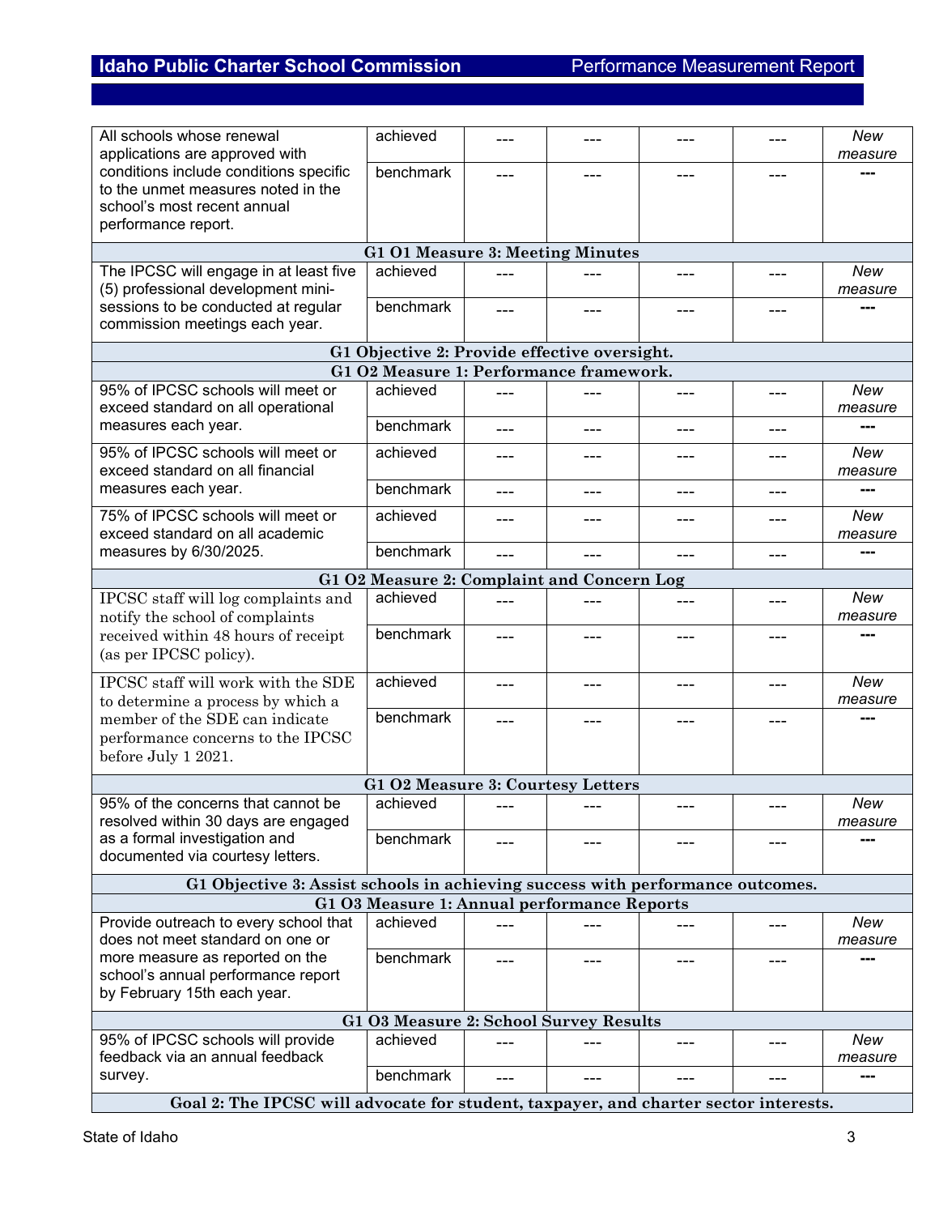| | | | | | | |
|---|---|---|---|---|---|---|
| All schools whose renewal applications are approved with conditions include conditions specific to the unmet measures noted in the school's most recent annual performance report. | achieved | --- | --- | --- | --- | *New measure* |
| | benchmark | --- | --- | --- | --- | --- |
| **G1 O1 Measure 3: Meeting Minutes** | | | | | | |
| The IPCSC will engage in at least five (5) professional development mini-sessions to be conducted at regular commission meetings each year. | achieved | --- | --- | --- | --- | *New measure* |
| | benchmark | --- | --- | --- | --- | --- |
| **G1 Objective 2: Provide effective oversight.** | | | | | | |
| **G1 O2 Measure 1: Performance framework.** | | | | | | |
| 95% of IPCSC schools will meet or exceed standard on all operational measures each year. | achieved | --- | --- | --- | --- | *New measure* |
| | benchmark | --- | --- | --- | --- | --- |
| 95% of IPCSC schools will meet or exceed standard on all financial measures each year. | achieved | --- | --- | --- | --- | *New measure* |
| | benchmark | --- | --- | --- | --- | --- |
| 75% of IPCSC schools will meet or exceed standard on all academic measures by 6/30/2025. | achieved | --- | --- | --- | --- | *New measure* |
| | benchmark | --- | --- | --- | --- | --- |
| **G1 O2 Measure 2: Complaint and Concern Log** | | | | | | |
| IPCSC staff will log complaints and notify the school of complaints received within 48 hours of receipt (as per IPCSC policy). | achieved | --- | --- | --- | --- | *New measure* |
| | benchmark | --- | --- | --- | --- | --- |
| IPCSC staff will work with the SDE to determine a process by which a member of the SDE can indicate performance concerns to the IPCSC before July 1 2021. | achieved | --- | --- | --- | --- | *New measure* |
| | benchmark | --- | --- | --- | --- | --- |
| **G1 O2 Measure 3: Courtesy Letters** | | | | | | |
| 95% of the concerns that cannot be resolved within 30 days are engaged as a formal investigation and documented via courtesy letters. | achieved | --- | --- | --- | --- | *New measure* |
| | benchmark | --- | --- | --- | --- | --- |
| **G1 Objective 3: Assist schools in achieving success with performance outcomes.** | | | | | | |
| **G1 O3 Measure 1: Annual performance Reports** | | | | | | |
| Provide outreach to every school that does not meet standard on one or more measure as reported on the school's annual performance report by February 15th each year. | achieved | --- | --- | --- | --- | *New measure* |
| | benchmark | --- | --- | --- | --- | --- |
| **G1 O3 Measure 2: School Survey Results** | | | | | | |
| 95% of IPCSC schools will provide feedback via an annual feedback survey. | achieved | --- | --- | --- | --- | *New measure* |
| | benchmark | --- | --- | --- | --- | --- |
| **Goal 2: The IPCSC will advocate for student, taxpayer, and charter sector interests.** | | | | | | |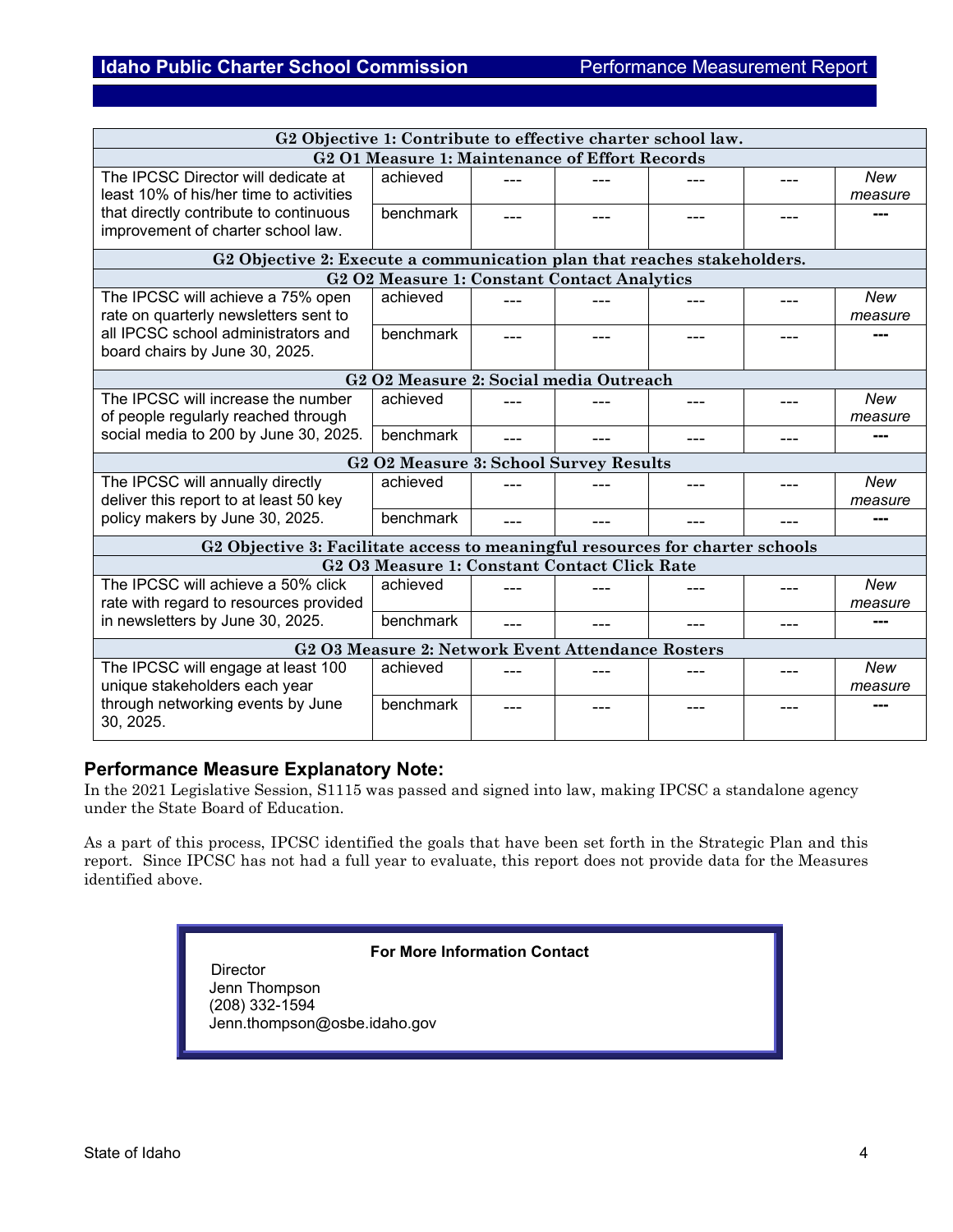| | | | | | | |
|---|---|---|---|---|---|---|
| **G2 Objective 1: Contribute to effective charter school law.** | | | | | | |
| **G2 O1 Measure 1: Maintenance of Effort Records** | | | | | | |
| The IPCSC Director will dedicate at least 10% of his/her time to activities that directly contribute to continuous improvement of charter school law. | achieved | --- | --- | --- | --- | *New measure* |
| | benchmark | --- | --- | --- | --- | --- |
| **G2 Objective 2: Execute a communication plan that reaches stakeholders.** | | | | | | |
| **G2 O2 Measure 1: Constant Contact Analytics** | | | | | | |
| The IPCSC will achieve a 75% open rate on quarterly newsletters sent to all IPCSC school administrators and board chairs by June 30, 2025. | achieved | --- | --- | --- | --- | *New measure* |
| | benchmark | --- | --- | --- | --- | --- |
| **G2 O2 Measure 2: Social media Outreach** | | | | | | |
| The IPCSC will increase the number of people regularly reached through social media to 200 by June 30, 2025. | achieved | --- | --- | --- | --- | *New measure* |
| | benchmark | --- | --- | --- | --- | --- |
| **G2 O2 Measure 3: School Survey Results** | | | | | | |
| The IPCSC will annually directly deliver this report to at least 50 key policy makers by June 30, 2025. | achieved | --- | --- | --- | --- | *New measure* |
| | benchmark | --- | --- | --- | --- | --- |
| **G2 Objective 3: Facilitate access to meaningful resources for charter schools** | | | | | | |
| **G2 O3 Measure 1: Constant Contact Click Rate** | | | | | | |
| The IPCSC will achieve a 50% click rate with regard to resources provided in newsletters by June 30, 2025. | achieved | --- | --- | --- | --- | *New measure* |
| | benchmark | --- | --- | --- | --- | --- |
| **G2 O3 Measure 2: Network Event Attendance Rosters** | | | | | | |
| The IPCSC will engage at least 100 unique stakeholders each year through networking events by June 30, 2025. | achieved | --- | --- | --- | --- | *New measure* |
| | benchmark | --- | --- | --- | --- | --- |

## Performance Measure Explanatory Note:

In the 2021 Legislative Session, S1115 was passed and signed into law, making IPCSC a standalone agency under the State Board of Education.

As a part of this process, IPCSC identified the goals that have been set forth in the Strategic Plan and this report. Since IPCSC has not had a full year to evaluate, this report does not provide data for the Measures identified above.

**For More Information Contact**

Director
Jenn Thompson
(208) 332-1594
Jenn.thompson@osbe.idaho.gov